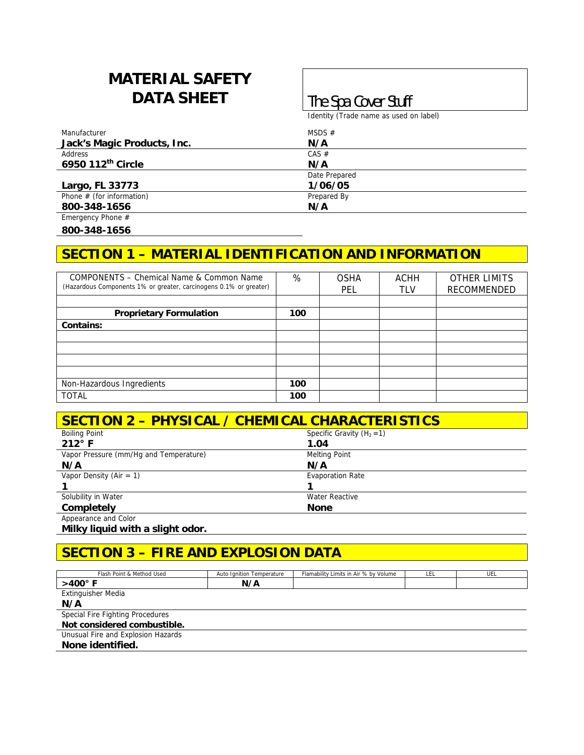# MATERIAL SAFETY DATA SHEET

**The Spa Cover Stuff**

Identity (Trade name as used on label)

| | |
|---|---|
| Manufacturer<br>**Jack's Magic Products, Inc.** | MSDS #<br>**N/A** |
| Address<br>**6950 112th Circle** | CAS #<br>**N/A** |
| **Largo, FL 33773** | Date Prepared<br>**1/06/05** |
| Phone # (for information)<br>**800-348-1656** | Prepared By<br>**N/A** |
| Emergency Phone #<br>**800-348-1656** | |

## SECTION 1 – MATERIAL IDENTIFICATION AND INFORMATION

| COMPONENTS – Chemical Name & Common Name (Hazardous Components 1% or greater, carcinogens 0.1% or greater) | % | OSHA PEL | ACHH TLV | OTHER LIMITS RECOMMENDED |
|---|---|---|---|---|
| | | | | |
| **Proprietary Formulation** | **100** | | | |
| **Contains:** | | | | |
| | | | | |
| | | | | |
| | | | | |
| | | | | |
| Non-Hazardous Ingredients | **100** | | | |
| TOTAL | **100** | | | |

## SECTION 2 – PHYSICAL / CHEMICAL CHARACTERISTICS

| | |
|---|---|
| Boiling Point<br>**212° F** | Specific Gravity ($H_2 = 1$)<br>**1.04** |
| Vapor Pressure (mm/Hg and Temperature)<br>**N/A** | Melting Point<br>**N/A** |
| Vapor Density (Air = 1)<br>**1** | Evaporation Rate<br>**1** |
| Solubility in Water<br>**Completely** | Water Reactive<br>**None** |
| Appearance and Color<br>**Milky liquid with a slight odor.** | |

## SECTION 3 – FIRE AND EXPLOSION DATA

| Flash Point & Method Used | Auto Ignition Temperature | Flamability Limits in Air % by Volume | LEL | UEL |
|---|---|---|---|---|
| **>400° F** | **N/A** | | | |

Extinguisher Media
**N/A**

Special Fire Fighting Procedures
**Not considered combustible.**

Unusual Fire and Explosion Hazards
**None identified.**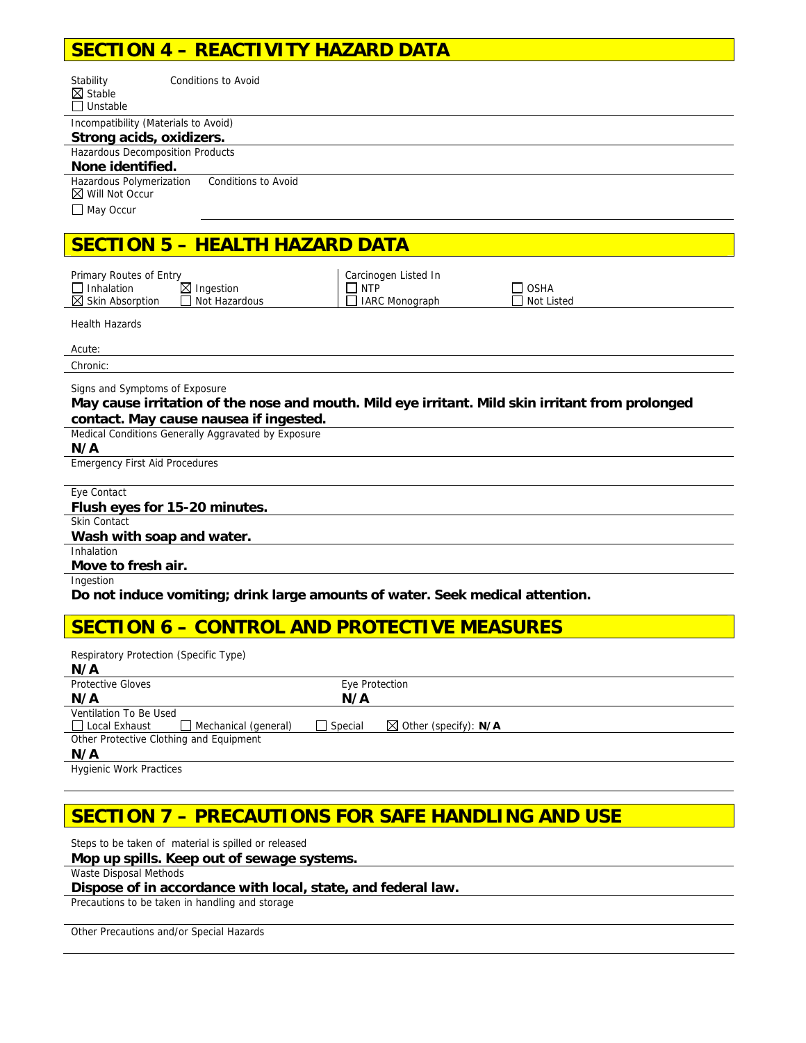## SECTION 4 – REACTIVITY HAZARD DATA

Stability
☒ Stable
☐ Unstable

Conditions to Avoid

Incompatibility (Materials to Avoid)
**Strong acids, oxidizers.**

Hazardous Decomposition Products
**None identified.**

Hazardous Polymerization
☒ Will Not Occur
☐ May Occur

Conditions to Avoid

## SECTION 5 – HEALTH HAZARD DATA

Primary Routes of Entry
☐ Inhalation ☒ Ingestion
☒ Skin Absorption ☐ Not Hazardous

Carcinogen Listed In
☐ NTP ☐ OSHA
☐ IARC Monograph ☐ Not Listed

Health Hazards

Acute:

Chronic:

Signs and Symptoms of Exposure
**May cause irritation of the nose and mouth. Mild eye irritant. Mild skin irritant from prolonged contact. May cause nausea if ingested.**

Medical Conditions Generally Aggravated by Exposure
**N/A**

Emergency First Aid Procedures

Eye Contact
**Flush eyes for 15-20 minutes.**

Skin Contact
**Wash with soap and water.**

Inhalation
**Move to fresh air.**

Ingestion
**Do not induce vomiting; drink large amounts of water. Seek medical attention.**

## SECTION 6 – CONTROL AND PROTECTIVE MEASURES

Respiratory Protection (Specific Type)
**N/A**

Protective Gloves
**N/A**

Eye Protection
**N/A**

Ventilation To Be Used
☐ Local Exhaust ☐ Mechanical (general) ☐ Special ☒ Other (specify): **N/A**

Other Protective Clothing and Equipment
**N/A**

Hygienic Work Practices

## SECTION 7 – PRECAUTIONS FOR SAFE HANDLING AND USE

Steps to be taken of material is spilled or released
**Mop up spills. Keep out of sewage systems.**

Waste Disposal Methods
**Dispose of in accordance with local, state, and federal law.**

Precautions to be taken in handling and storage

Other Precautions and/or Special Hazards